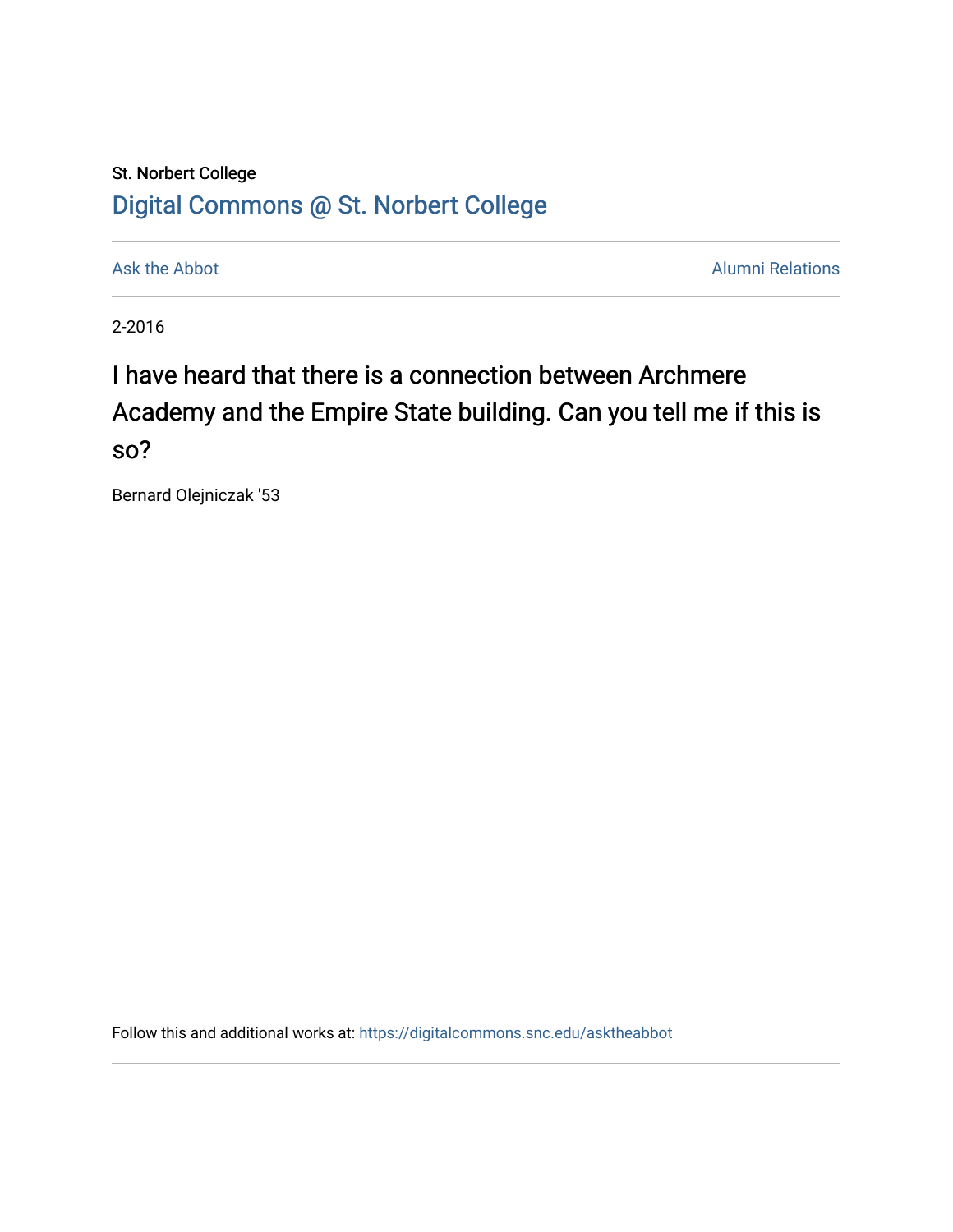St. Norbert College

## Digital Commons @ St. Norbert College

Ask the Abbot — Alumni Relations

2-2016

# I have heard that there is a connection between Archmere Academy and the Empire State building. Can you tell me if this is so?

Bernard Olejniczak '53

Follow this and additional works at: https://digitalcommons.snc.edu/asktheabbot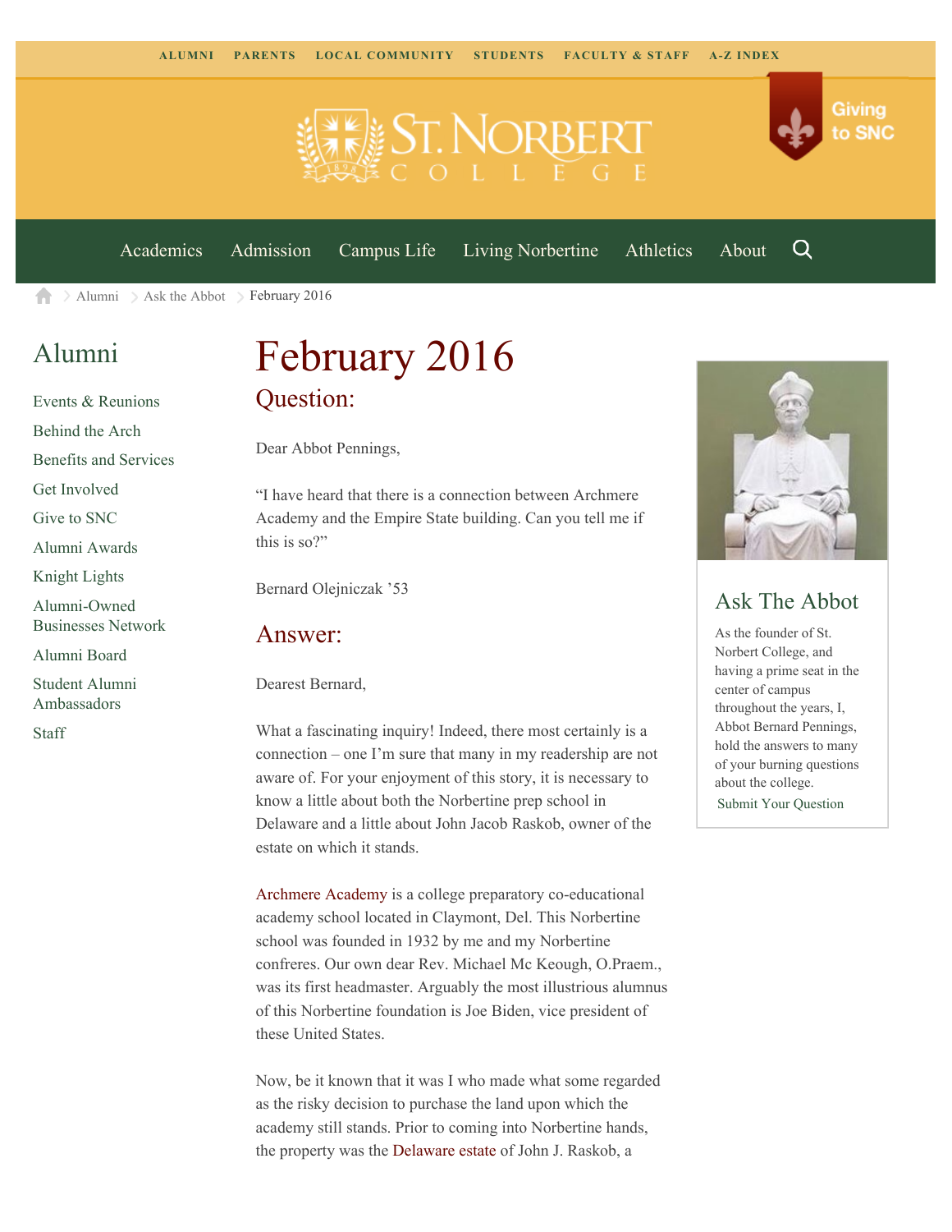# February 2016

## Question:

Dear Abbot Pennings,

"I have heard that there is a connection between Archmere Academy and the Empire State building. Can you tell me if this is so?"

Bernard Olejniczak '53

## Answer:

Dearest Bernard,

What a fascinating inquiry! Indeed, there most certainly is a connection – one I'm sure that many in my readership are not aware of. For your enjoyment of this story, it is necessary to know a little about both the Norbertine prep school in Delaware and a little about John Jacob Raskob, owner of the estate on which it stands.

Archmere Academy is a college preparatory co-educational academy school located in Claymont, Del. This Norbertine school was founded in 1932 by me and my Norbertine confreres. Our own dear Rev. Michael Mc Keough, O.Praem., was its first headmaster. Arguably the most illustrious alumnus of this Norbertine foundation is Joe Biden, vice president of these United States.

Now, be it known that it was I who made what some regarded as the risky decision to purchase the land upon which the academy still stands. Prior to coming into Norbertine hands, the property was the Delaware estate of John J. Raskob, a

## Ask The Abbot

As the founder of St. Norbert College, and having a prime seat in the center of campus throughout the years, I, Abbot Bernard Pennings, hold the answers to many of your burning questions about the college.

Submit Your Question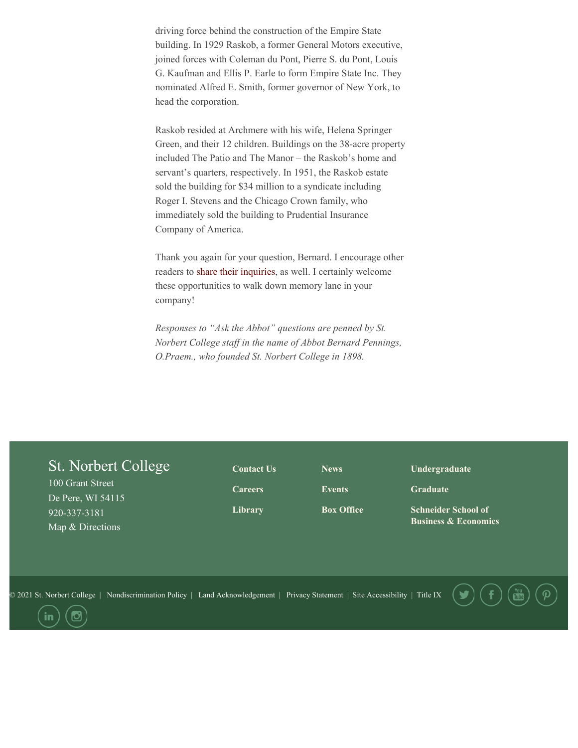driving force behind the construction of the Empire State building. In 1929 Raskob, a former General Motors executive, joined forces with Coleman du Pont, Pierre S. du Pont, Louis G. Kaufman and Ellis P. Earle to form Empire State Inc. They nominated Alfred E. Smith, former governor of New York, to head the corporation.

Raskob resided at Archmere with his wife, Helena Springer Green, and their 12 children. Buildings on the 38-acre property included The Patio and The Manor – the Raskob's home and servant's quarters, respectively. In 1951, the Raskob estate sold the building for $34 million to a syndicate including Roger I. Stevens and the Chicago Crown family, who immediately sold the building to Prudential Insurance Company of America.

Thank you again for your question, Bernard. I encourage other readers to share their inquiries, as well. I certainly welcome these opportunities to walk down memory lane in your company!

*Responses to "Ask the Abbot" questions are penned by St. Norbert College staff in the name of Abbot Bernard Pennings, O.Praem., who founded St. Norbert College in 1898.*

St. Norbert College
100 Grant Street
De Pere, WI 54115
920-337-3181
Map & Directions

**Contact Us**
**Careers**
**Library**
**News**
**Events**
**Box Office**
**Undergraduate**
**Graduate**
**Schneider School of Business & Economics**

© 2021 St. Norbert College | Nondiscrimination Policy | Land Acknowledgement | Privacy Statement | Site Accessibility | Title IX